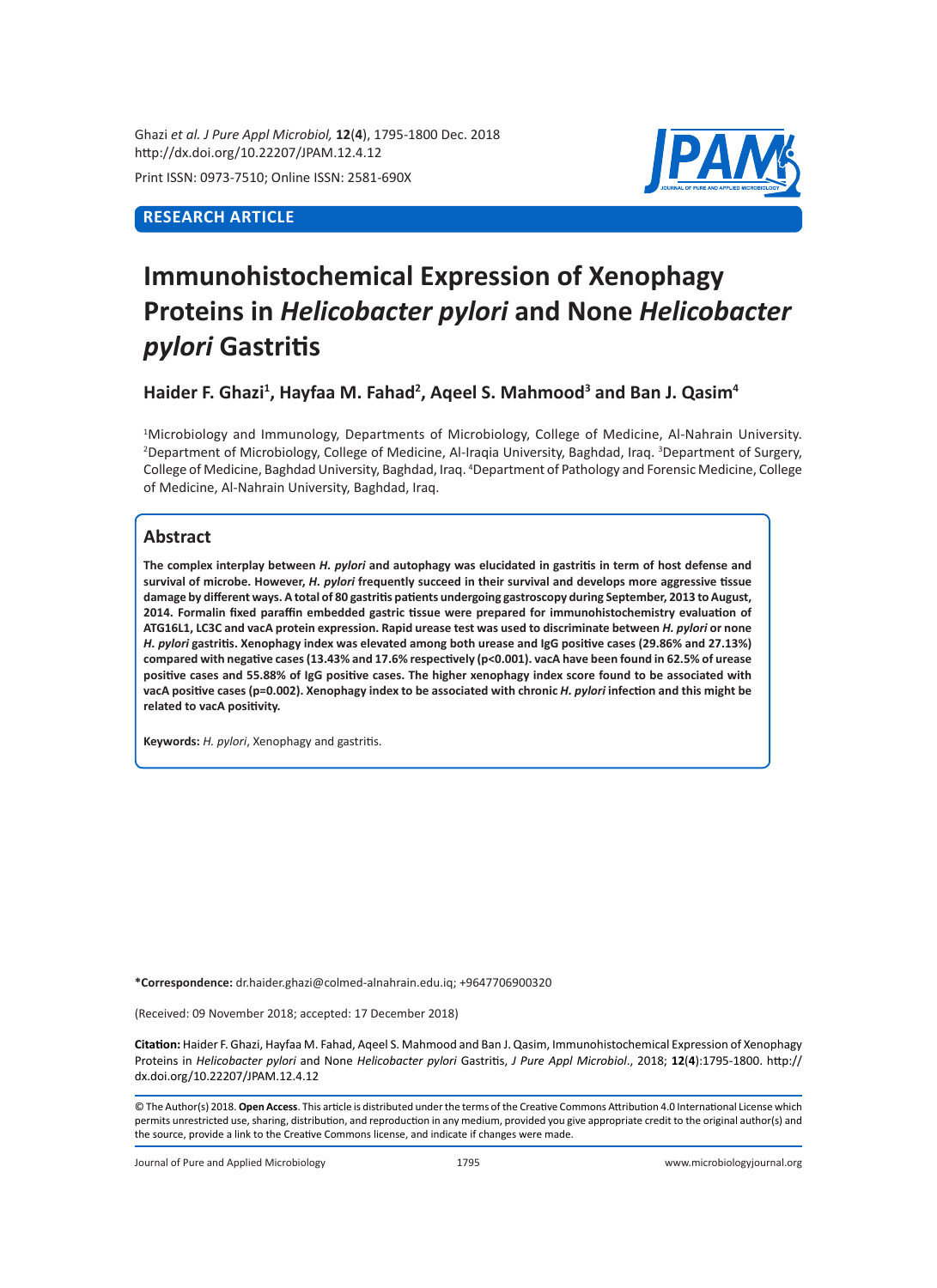Ghazi *et al. J Pure Appl Microbiol,* **12**(**4**), 1795-1800 Dec. 2018
http://dx.doi.org/10.22207/JPAM.12.4.12

Print ISSN: 0973-7510; Online ISSN: 2581-690X

**RESEARCH ARTICLE**

# Immunohistochemical Expression of Xenophagy Proteins in *Helicobacter pylori* and None *Helicobacter pylori* Gastritis

**Haider F. Ghazi[1], Hayfaa M. Fahad[2], Aqeel S. Mahmood[3] and Ban J. Qasim[4]**

[1]Microbiology and Immunology, Departments of Microbiology, College of Medicine, Al-Nahrain University. [2]Department of Microbiology, College of Medicine, Al-Iraqia University, Baghdad, Iraq. [3]Department of Surgery, College of Medicine, Baghdad University, Baghdad, Iraq. [4]Department of Pathology and Forensic Medicine, College of Medicine, Al-Nahrain University, Baghdad, Iraq.

## Abstract

**The complex interplay between *H. pylori* and autophagy was elucidated in gastritis in term of host defense and survival of microbe. However, *H. pylori* frequently succeed in their survival and develops more aggressive tissue damage by different ways. A total of 80 gastritis patients undergoing gastroscopy during September, 2013 to August, 2014. Formalin fixed paraffin embedded gastric tissue were prepared for immunohistochemistry evaluation of ATG16L1, LC3C and vacA protein expression. Rapid urease test was used to discriminate between *H. pylori* or none *H. pylori* gastritis. Xenophagy index was elevated among both urease and IgG positive cases (29.86% and 27.13%) compared with negative cases (13.43% and 17.6% respectively) ($p<0.001$). vacA have been found in 62.5% of urease positive cases and 55.88% of IgG positive cases. The higher xenophagy index score found to be associated with vacA positive cases ($p=0.002$). Xenophagy index to be associated with chronic *H. pylori* infection and this might be related to vacA positivity.**

**Keywords:** *H. pylori*, Xenophagy and gastritis.

**\*Correspondence:** dr.haider.ghazi@colmed-alnahrain.edu.iq; +9647706900320

(Received: 09 November 2018; accepted: 17 December 2018)

**Citation:** Haider F. Ghazi, Hayfaa M. Fahad, Aqeel S. Mahmood and Ban J. Qasim, Immunohistochemical Expression of Xenophagy Proteins in *Helicobacter pylori* and None *Helicobacter pylori* Gastritis, *J Pure Appl Microbiol*., 2018; **12**(**4**):1795-1800. http://dx.doi.org/10.22207/JPAM.12.4.12

© The Author(s) 2018. **Open Access**. This article is distributed under the terms of the Creative Commons Attribution 4.0 International License which permits unrestricted use, sharing, distribution, and reproduction in any medium, provided you give appropriate credit to the original author(s) and the source, provide a link to the Creative Commons license, and indicate if changes were made.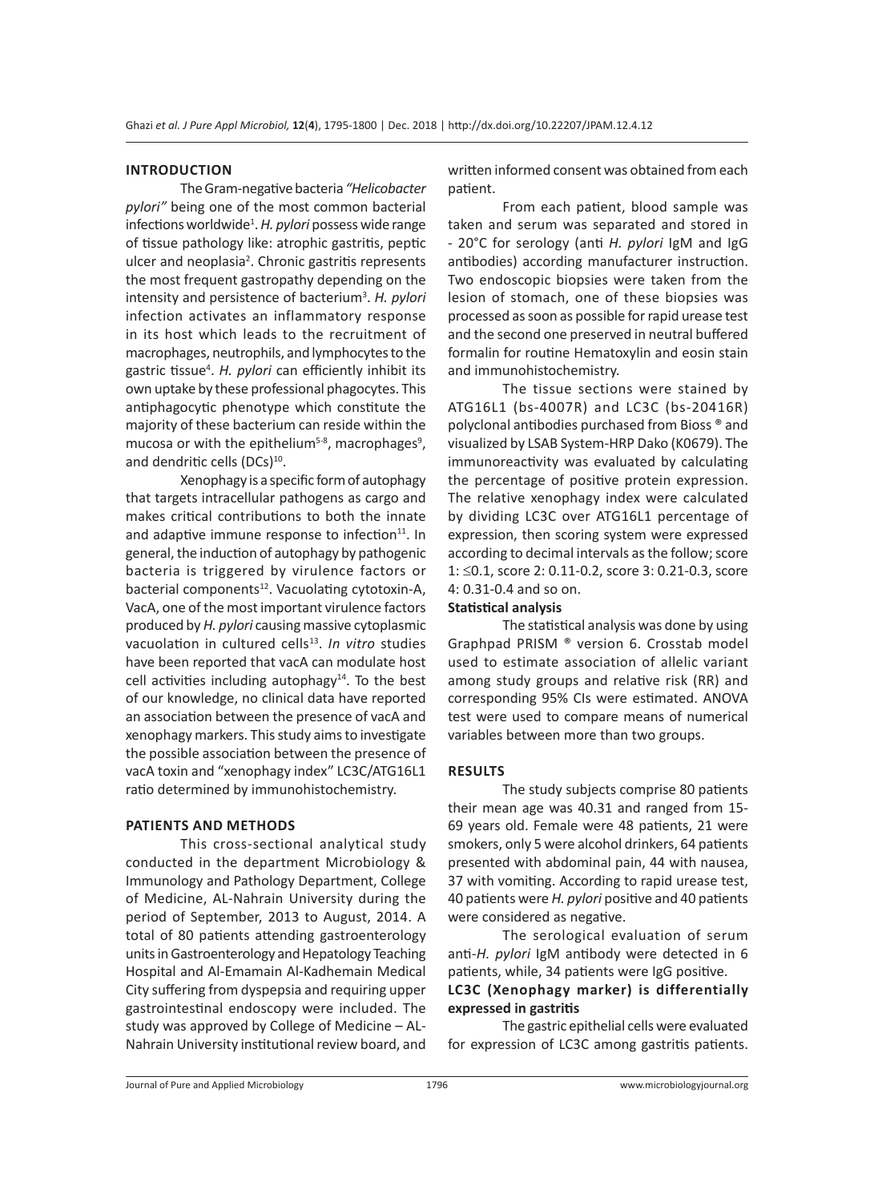## INTRODUCTION

The Gram-negative bacteria *"Helicobacter pylori"* being one of the most common bacterial infections worldwide[1]. *H. pylori* possess wide range of tissue pathology like: atrophic gastritis, peptic ulcer and neoplasia[2]. Chronic gastritis represents the most frequent gastropathy depending on the intensity and persistence of bacterium[3]. *H. pylori* infection activates an inflammatory response in its host which leads to the recruitment of macrophages, neutrophils, and lymphocytes to the gastric tissue[4]. *H. pylori* can efficiently inhibit its own uptake by these professional phagocytes. This antiphagocytic phenotype which constitute the majority of these bacterium can reside within the mucosa or with the epithelium[5-8], macrophages[9], and dendritic cells (DCs)[10].

Xenophagy is a specific form of autophagy that targets intracellular pathogens as cargo and makes critical contributions to both the innate and adaptive immune response to infection[11]. In general, the induction of autophagy by pathogenic bacteria is triggered by virulence factors or bacterial components[12]. Vacuolating cytotoxin-A, VacA, one of the most important virulence factors produced by *H. pylori* causing massive cytoplasmic vacuolation in cultured cells[13]. *In vitro* studies have been reported that vacA can modulate host cell activities including autophagy[14]. To the best of our knowledge, no clinical data have reported an association between the presence of vacA and xenophagy markers. This study aims to investigate the possible association between the presence of vacA toxin and "xenophagy index" LC3C/ATG16L1 ratio determined by immunohistochemistry.

## PATIENTS AND METHODS

This cross-sectional analytical study conducted in the department Microbiology & Immunology and Pathology Department, College of Medicine, AL-Nahrain University during the period of September, 2013 to August, 2014. A total of 80 patients attending gastroenterology units in Gastroenterology and Hepatology Teaching Hospital and Al-Emamain Al-Kadhemain Medical City suffering from dyspepsia and requiring upper gastrointestinal endoscopy were included. The study was approved by College of Medicine – AL-Nahrain University institutional review board, and written informed consent was obtained from each patient.

From each patient, blood sample was taken and serum was separated and stored in - 20°C for serology (anti *H. pylori* IgM and IgG antibodies) according manufacturer instruction. Two endoscopic biopsies were taken from the lesion of stomach, one of these biopsies was processed as soon as possible for rapid urease test and the second one preserved in neutral buffered formalin for routine Hematoxylin and eosin stain and immunohistochemistry.

The tissue sections were stained by ATG16L1 (bs-4007R) and LC3C (bs-20416R) polyclonal antibodies purchased from Bioss ® and visualized by LSAB System-HRP Dako (K0679). The immunoreactivity was evaluated by calculating the percentage of positive protein expression. The relative xenophagy index were calculated by dividing LC3C over ATG16L1 percentage of expression, then scoring system were expressed according to decimal intervals as the follow; score 1: ≤0.1, score 2: 0.11-0.2, score 3: 0.21-0.3, score 4: 0.31-0.4 and so on.

### Statistical analysis

The statistical analysis was done by using Graphpad PRISM ® version 6. Crosstab model used to estimate association of allelic variant among study groups and relative risk (RR) and corresponding 95% CIs were estimated. ANOVA test were used to compare means of numerical variables between more than two groups.

## RESULTS

The study subjects comprise 80 patients their mean age was 40.31 and ranged from 15-69 years old. Female were 48 patients, 21 were smokers, only 5 were alcohol drinkers, 64 patients presented with abdominal pain, 44 with nausea, 37 with vomiting. According to rapid urease test, 40 patients were *H. pylori* positive and 40 patients were considered as negative.

The serological evaluation of serum anti-*H. pylori* IgM antibody were detected in 6 patients, while, 34 patients were IgG positive.

### LC3C (Xenophagy marker) is differentially expressed in gastritis

The gastric epithelial cells were evaluated for expression of LC3C among gastritis patients.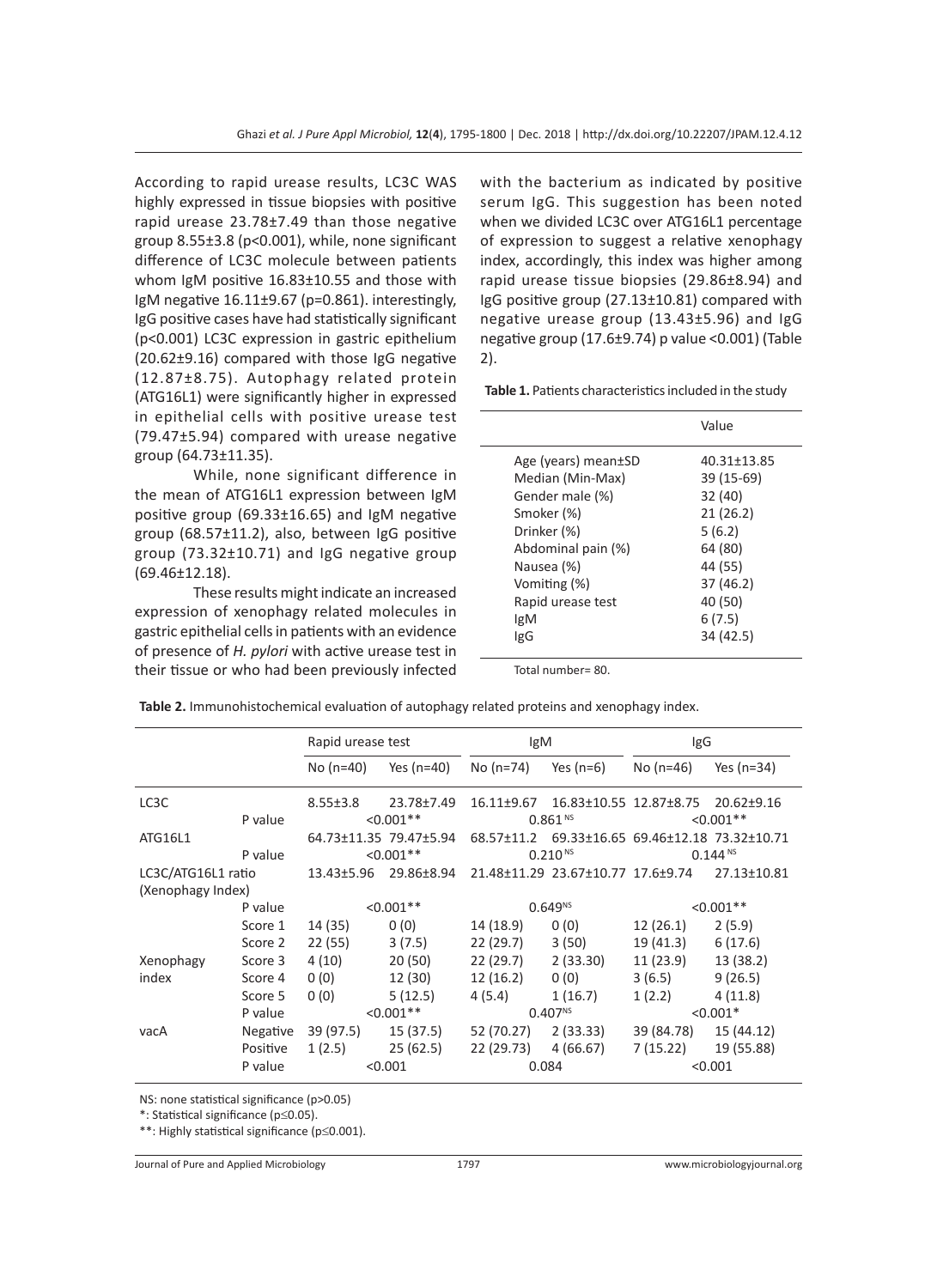According to rapid urease results, LC3C WAS highly expressed in tissue biopsies with positive rapid urease 23.78±7.49 than those negative group 8.55±3.8 ($p<0.001$), while, none significant difference of LC3C molecule between patients whom IgM positive 16.83±10.55 and those with IgM negative 16.11±9.67 ($p=0.861$). interestingly, IgG positive cases have had statistically significant ($p<0.001$) LC3C expression in gastric epithelium (20.62±9.16) compared with those IgG negative (12.87±8.75). Autophagy related protein (ATG16L1) were significantly higher in expressed in epithelial cells with positive urease test (79.47±5.94) compared with urease negative group (64.73±11.35).

While, none significant difference in the mean of ATG16L1 expression between IgM positive group (69.33±16.65) and IgM negative group (68.57±11.2), also, between IgG positive group (73.32±10.71) and IgG negative group (69.46±12.18).

These results might indicate an increased expression of xenophagy related molecules in gastric epithelial cells in patients with an evidence of presence of *H. pylori* with active urease test in their tissue or who had been previously infected with the bacterium as indicated by positive serum IgG. This suggestion has been noted when we divided LC3C over ATG16L1 percentage of expression to suggest a relative xenophagy index, accordingly, this index was higher among rapid urease tissue biopsies (29.86±8.94) and IgG positive group (27.13±10.81) compared with negative urease group (13.43±5.96) and IgG negative group (17.6±9.74) p value <0.001) (Table 2).

**Table 1.** Patients characteristics included in the study

| | Value |
|---|---|
| Age (years) mean±SD | 40.31±13.85 |
| Median (Min-Max) | 39 (15-69) |
| Gender male (%) | 32 (40) |
| Smoker (%) | 21 (26.2) |
| Drinker (%) | 5 (6.2) |
| Abdominal pain (%) | 64 (80) |
| Nausea (%) | 44 (55) |
| Vomiting (%) | 37 (46.2) |
| Rapid urease test | 40 (50) |
| IgM | 6 (7.5) |
| IgG | 34 (42.5) |

Total number= 80.

**Table 2.** Immunohistochemical evaluation of autophagy related proteins and xenophagy index.

| | | Rapid urease test | | IgM | | IgG | |
|---|---|---|---|---|---|---|---|
| | | No (n=40) | Yes (n=40) | No (n=74) | Yes (n=6) | No (n=46) | Yes (n=34) |
| LC3C | | 8.55±3.8 | 23.78±7.49 | 16.11±9.67 | 16.83±10.55 | 12.87±8.75 | 20.62±9.16 |
| | P value | <0.001** | | 0.861 NS | | <0.001** | |
| ATG16L1 | | 64.73±11.35 | 79.47±5.94 | 68.57±11.2 | 69.33±16.65 | 69.46±12.18 | 73.32±10.71 |
| | P value | <0.001** | | 0.210 NS | | 0.144 NS | |
| LC3C/ATG16L1 ratio (Xenophagy Index) | | 13.43±5.96 | 29.86±8.94 | 21.48±11.29 | 23.67±10.77 | 17.6±9.74 | 27.13±10.81 |
| | P value | <0.001** | | 0.649NS | | <0.001** | |
| Xenophagy index | Score 1 | 14 (35) | 0 (0) | 14 (18.9) | 0 (0) | 12 (26.1) | 2 (5.9) |
| | Score 2 | 22 (55) | 3 (7.5) | 22 (29.7) | 3 (50) | 19 (41.3) | 6 (17.6) |
| | Score 3 | 4 (10) | 20 (50) | 22 (29.7) | 2 (33.30) | 11 (23.9) | 13 (38.2) |
| | Score 4 | 0 (0) | 12 (30) | 12 (16.2) | 0 (0) | 3 (6.5) | 9 (26.5) |
| | Score 5 | 0 (0) | 5 (12.5) | 4 (5.4) | 1 (16.7) | 1 (2.2) | 4 (11.8) |
| | P value | <0.001** | | 0.407NS | | <0.001* | |
| vacA | Negative | 39 (97.5) | 15 (37.5) | 52 (70.27) | 2 (33.33) | 39 (84.78) | 15 (44.12) |
| | Positive | 1 (2.5) | 25 (62.5) | 22 (29.73) | 4 (66.67) | 7 (15.22) | 19 (55.88) |
| | P value | <0.001 | | 0.084 | | <0.001 | |

NS: none statistical significance ($p>0.05$)

*: Statistical significance ($p\leq0.05$).

**: Highly statistical significance ($p\leq0.001$).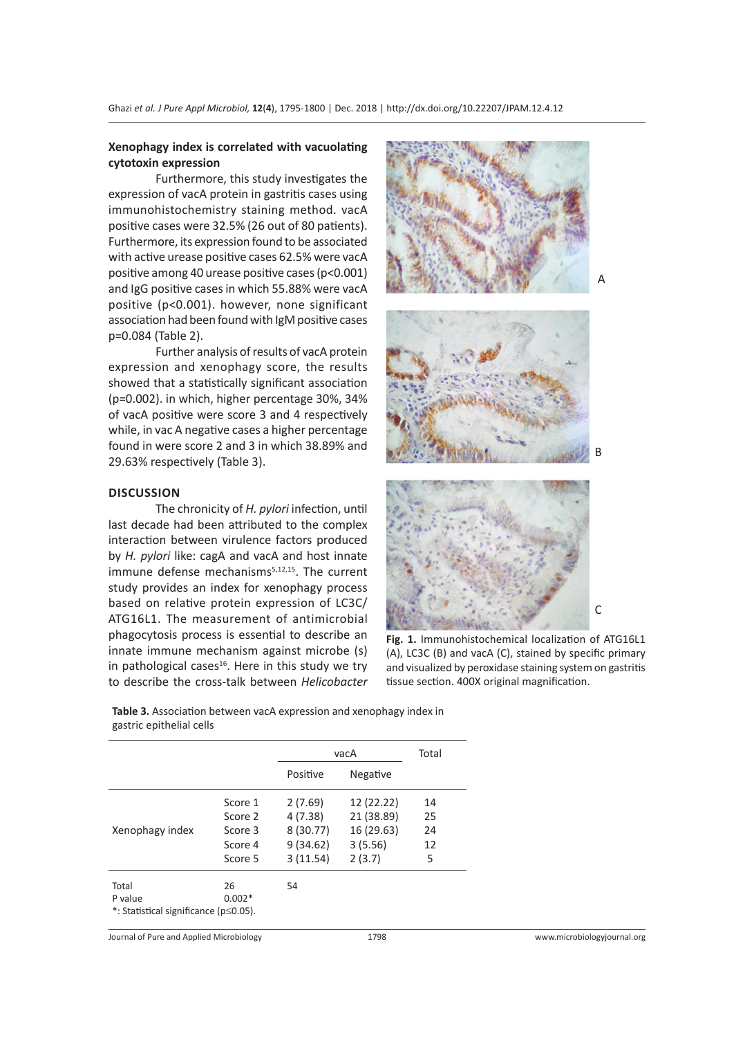### Xenophagy index is correlated with vacuolating cytotoxin expression

Furthermore, this study investigates the expression of vacA protein in gastritis cases using immunohistochemistry staining method. vacA positive cases were 32.5% (26 out of 80 patients). Furthermore, its expression found to be associated with active urease positive cases 62.5% were vacA positive among 40 urease positive cases (p<0.001) and IgG positive cases in which 55.88% were vacA positive (p<0.001). however, none significant association had been found with IgM positive cases p=0.084 (Table 2).

Further analysis of results of vacA protein expression and xenophagy score, the results showed that a statistically significant association (p=0.002). in which, higher percentage 30%, 34% of vacA positive were score 3 and 4 respectively while, in vac A negative cases a higher percentage found in were score 2 and 3 in which 38.89% and 29.63% respectively (Table 3).

Fig. 1. Immunohistochemical localization of ATG16L1 (A), LC3C (B) and vacA (C), stained by specific primary and visualized by peroxidase staining system on gastritis tissue section. 400X original magnification.

## DISCUSSION

The chronicity of *H. pylori* infection, until last decade had been attributed to the complex interaction between virulence factors produced by *H. pylori* like: cagA and vacA and host innate immune defense mechanisms[5,12,15]. The current study provides an index for xenophagy process based on relative protein expression of LC3C/ATG16L1. The measurement of antimicrobial phagocytosis process is essential to describe an innate immune mechanism against microbe (s) in pathological cases[16]. Here in this study we try to describe the cross-talk between *Helicobacter*

**Table 3.** Association between vacA expression and xenophagy index in gastric epithelial cells

| | | vacA | | Total |
|---|---|---|---|---|
| | | Positive | Negative | |
| Xenophagy index | Score 1 | 2 (7.69) | 12 (22.22) | 14 |
| | Score 2 | 4 (7.38) | 21 (38.89) | 25 |
| | Score 3 | 8 (30.77) | 16 (29.63) | 24 |
| | Score 4 | 9 (34.62) | 3 (5.56) | 12 |
| | Score 5 | 3 (11.54) | 2 (3.7) | 5 |
| Total | 26 | 54 | | |
| P value | 0.002* | | | |

*: Statistical significance (p≤0.05).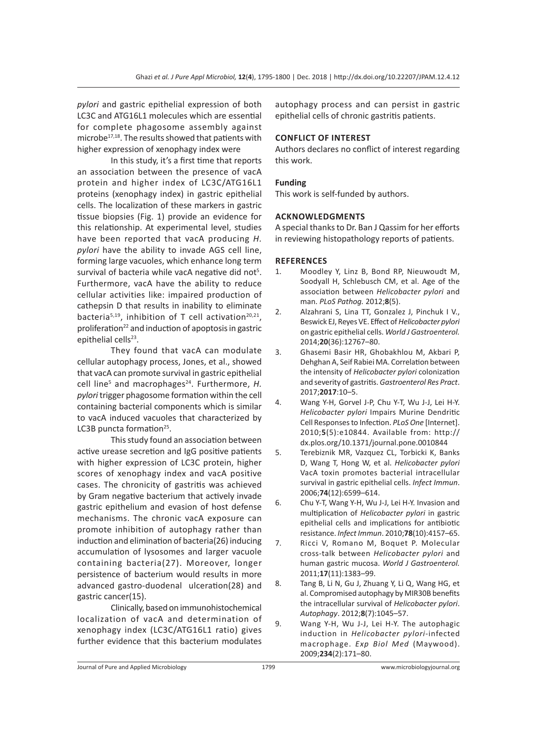*pylori* and gastric epithelial expression of both LC3C and ATG16L1 molecules which are essential for complete phagosome assembly against microbe[17,18]. The results showed that patients with higher expression of xenophagy index were

In this study, it's a first time that reports an association between the presence of vacA protein and higher index of LC3C/ATG16L1 proteins (xenophagy index) in gastric epithelial cells. The localization of these markers in gastric tissue biopsies (Fig. 1) provide an evidence for this relationship. At experimental level, studies have been reported that vacA producing *H. pylori* have the ability to invade AGS cell line, forming large vacuoles, which enhance long term survival of bacteria while vacA negative did not[5]. Furthermore, vacA have the ability to reduce cellular activities like: impaired production of cathepsin D that results in inability to eliminate bacteria[5,19], inhibition of T cell activation[20,21], proliferation[22] and induction of apoptosis in gastric epithelial cells[23].

They found that vacA can modulate cellular autophagy process, Jones, et al., showed that vacA can promote survival in gastric epithelial cell line[5] and macrophages[24]. Furthermore, *H. pylori* trigger phagosome formation within the cell containing bacterial components which is similar to vacA induced vacuoles that characterized by LC3B puncta formation[25].

This study found an association between active urease secretion and IgG positive patients with higher expression of LC3C protein, higher scores of xenophagy index and vacA positive cases. The chronicity of gastritis was achieved by Gram negative bacterium that actively invade gastric epithelium and evasion of host defense mechanisms. The chronic vacA exposure can promote inhibition of autophagy rather than induction and elimination of bacteria(26) inducing accumulation of lysosomes and larger vacuole containing bacteria(27). Moreover, longer persistence of bacterium would results in more advanced gastro-duodenal ulceration(28) and gastric cancer(15).

Clinically, based on immunohistochemical localization of vacA and determination of xenophagy index (LC3C/ATG16L1 ratio) gives further evidence that this bacterium modulates autophagy process and can persist in gastric epithelial cells of chronic gastritis patients.

## CONFLICT OF INTEREST

Authors declares no conflict of interest regarding this work.

## Funding

This work is self-funded by authors.

## ACKNOWLEDGMENTS

A special thanks to Dr. Ban J Qassim for her efforts in reviewing histopathology reports of patients.

## REFERENCES

1. Moodley Y, Linz B, Bond RP, Nieuwoudt M, Soodyall H, Schlebusch CM, et al. Age of the association between *Helicobacter pylori* and man. *PLoS Pathog.* 2012;**8**(5).
2. Alzahrani S, Lina TT, Gonzalez J, Pinchuk I V., Beswick EJ, Reyes VE. Effect of *Helicobacter pylori* on gastric epithelial cells. *World J Gastroenterol.* 2014;**20**(36):12767–80.
3. Ghasemi Basir HR, Ghobakhlou M, Akbari P, Dehghan A, Seif Rabiei MA. Correlation between the intensity of *Helicobacter pylori* colonization and severity of gastritis. *Gastroenterol Res Pract.* 2017;**2017**:10–5.
4. Wang Y-H, Gorvel J-P, Chu Y-T, Wu J-J, Lei H-Y. *Helicobacter pylori* Impairs Murine Dendritic Cell Responses to Infection. *PLoS One* [Internet]. 2010;**5**(5):e10844. Available from: http://dx.plos.org/10.1371/journal.pone.0010844
5. Terebiznik MR, Vazquez CL, Torbicki K, Banks D, Wang T, Hong W, et al. *Helicobacter pylori* VacA toxin promotes bacterial intracellular survival in gastric epithelial cells. *Infect Immun.* 2006;**74**(12):6599–614.
6. Chu Y-T, Wang Y-H, Wu J-J, Lei H-Y. Invasion and multiplication of *Helicobacter pylori* in gastric epithelial cells and implications for antibiotic resistance. *Infect Immun.* 2010;**78**(10):4157–65.
7. Ricci V, Romano M, Boquet P. Molecular cross-talk between *Helicobacter pylori* and human gastric mucosa. *World J Gastroenterol.* 2011;**17**(11):1383–99.
8. Tang B, Li N, Gu J, Zhuang Y, Li Q, Wang HG, et al. Compromised autophagy by MIR30B benefits the intracellular survival of *Helicobacter pylori*. *Autophagy.* 2012;**8**(7):1045–57.
9. Wang Y-H, Wu J-J, Lei H-Y. The autophagic induction in *Helicobacter pylori*-infected macrophage. *Exp Biol Med* (Maywood). 2009;**234**(2):171–80.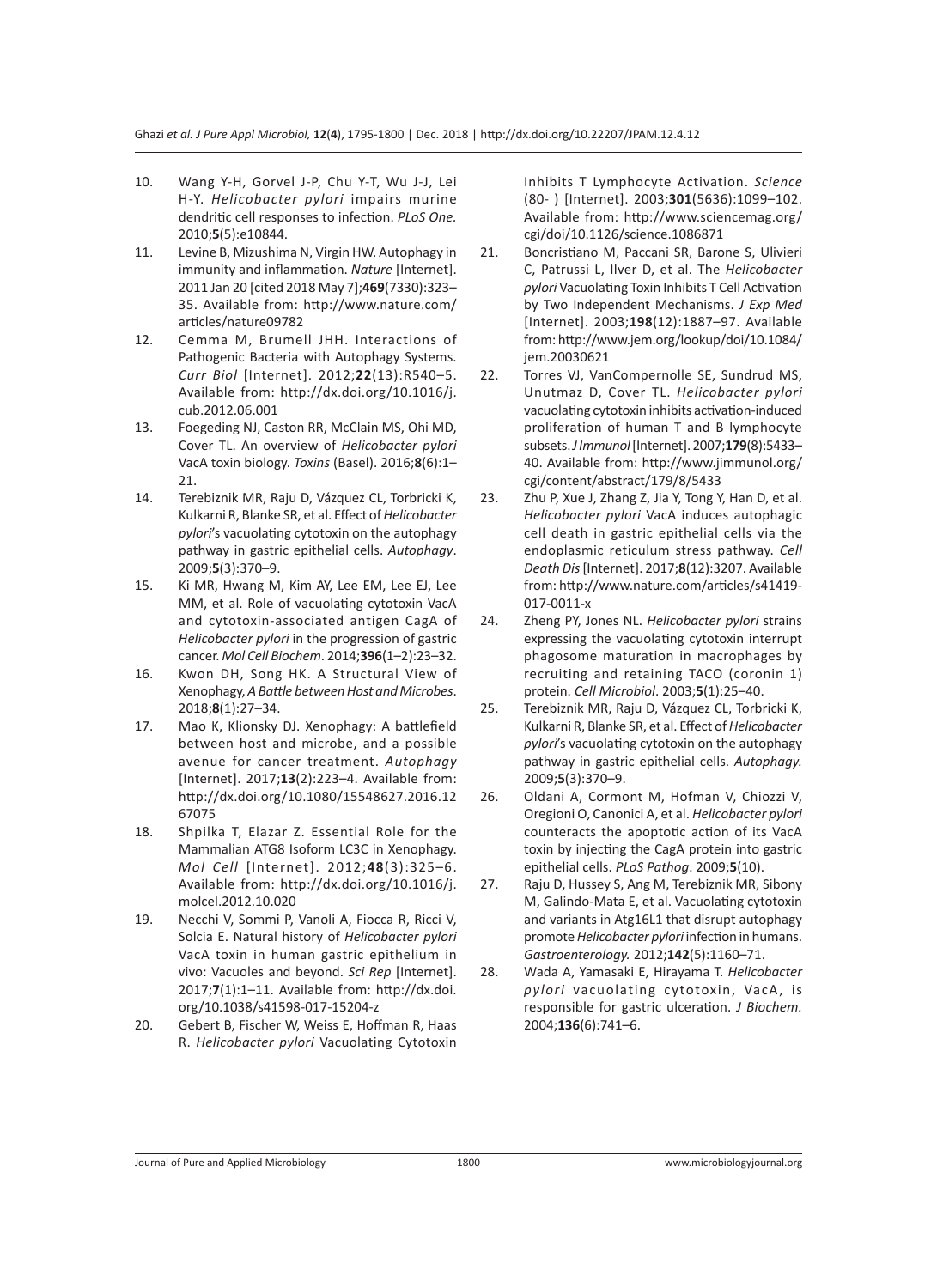10. Wang Y-H, Gorvel J-P, Chu Y-T, Wu J-J, Lei H-Y. *Helicobacter pylori* impairs murine dendritic cell responses to infection. *PLoS One.* 2010;**5**(5):e10844.
11. Levine B, Mizushima N, Virgin HW. Autophagy in immunity and inflammation. *Nature* [Internet]. 2011 Jan 20 [cited 2018 May 7];**469**(7330):323–35. Available from: http://www.nature.com/articles/nature09782
12. Cemma M, Brumell JHH. Interactions of Pathogenic Bacteria with Autophagy Systems. *Curr Biol* [Internet]. 2012;**22**(13):R540–5. Available from: http://dx.doi.org/10.1016/j.cub.2012.06.001
13. Foegeding NJ, Caston RR, McClain MS, Ohi MD, Cover TL. An overview of *Helicobacter pylori* VacA toxin biology. *Toxins* (Basel). 2016;**8**(6):1–21.
14. Terebiznik MR, Raju D, Vázquez CL, Torbricki K, Kulkarni R, Blanke SR, et al. Effect of *Helicobacter pylori*'s vacuolating cytotoxin on the autophagy pathway in gastric epithelial cells. *Autophagy*. 2009;**5**(3):370–9.
15. Ki MR, Hwang M, Kim AY, Lee EM, Lee EJ, Lee MM, et al. Role of vacuolating cytotoxin VacA and cytotoxin-associated antigen CagA of *Helicobacter pylori* in the progression of gastric cancer. *Mol Cell Biochem*. 2014;**396**(1–2):23–32.
16. Kwon DH, Song HK. A Structural View of Xenophagy, *A Battle between Host and Microbes*. 2018;**8**(1):27–34.
17. Mao K, Klionsky DJ. Xenophagy: A battlefield between host and microbe, and a possible avenue for cancer treatment. *Autophagy* [Internet]. 2017;**13**(2):223–4. Available from: http://dx.doi.org/10.1080/15548627.2016.1267075
18. Shpilka T, Elazar Z. Essential Role for the Mammalian ATG8 Isoform LC3C in Xenophagy. *Mol Cell* [Internet]. 2012;**48**(3):325–6. Available from: http://dx.doi.org/10.1016/j.molcel.2012.10.020
19. Necchi V, Sommi P, Vanoli A, Fiocca R, Ricci V, Solcia E. Natural history of *Helicobacter pylori* VacA toxin in human gastric epithelium in vivo: Vacuoles and beyond. *Sci Rep* [Internet]. 2017;**7**(1):1–11. Available from: http://dx.doi.org/10.1038/s41598-017-15204-z
20. Gebert B, Fischer W, Weiss E, Hoffman R, Haas R. *Helicobacter pylori* Vacuolating Cytotoxin Inhibits T Lymphocyte Activation. *Science* (80- ) [Internet]. 2003;**301**(5636):1099–102. Available from: http://www.sciencemag.org/cgi/doi/10.1126/science.1086871
21. Boncristiano M, Paccani SR, Barone S, Ulivieri C, Patrussi L, Ilver D, et al. The *Helicobacter pylori* Vacuolating Toxin Inhibits T Cell Activation by Two Independent Mechanisms. *J Exp Med* [Internet]. 2003;**198**(12):1887–97. Available from: http://www.jem.org/lookup/doi/10.1084/jem.20030621
22. Torres VJ, VanCompernolle SE, Sundrud MS, Unutmaz D, Cover TL. *Helicobacter pylori* vacuolating cytotoxin inhibits activation-induced proliferation of human T and B lymphocyte subsets. *J Immunol* [Internet]. 2007;**179**(8):5433–40. Available from: http://www.jimmunol.org/cgi/content/abstract/179/8/5433
23. Zhu P, Xue J, Zhang Z, Jia Y, Tong Y, Han D, et al. *Helicobacter pylori* VacA induces autophagic cell death in gastric epithelial cells via the endoplasmic reticulum stress pathway. *Cell Death Dis* [Internet]. 2017;**8**(12):3207. Available from: http://www.nature.com/articles/s41419-017-0011-x
24. Zheng PY, Jones NL. *Helicobacter pylori* strains expressing the vacuolating cytotoxin interrupt phagosome maturation in macrophages by recruiting and retaining TACO (coronin 1) protein. *Cell Microbiol*. 2003;**5**(1):25–40.
25. Terebiznik MR, Raju D, Vázquez CL, Torbricki K, Kulkarni R, Blanke SR, et al. Effect of *Helicobacter pylori*'s vacuolating cytotoxin on the autophagy pathway in gastric epithelial cells. *Autophagy.* 2009;**5**(3):370–9.
26. Oldani A, Cormont M, Hofman V, Chiozzi V, Oregioni O, Canonici A, et al. *Helicobacter pylori* counteracts the apoptotic action of its VacA toxin by injecting the CagA protein into gastric epithelial cells. *PLoS Pathog*. 2009;**5**(10).
27. Raju D, Hussey S, Ang M, Terebiznik MR, Sibony M, Galindo-Mata E, et al. Vacuolating cytotoxin and variants in Atg16L1 that disrupt autophagy promote *Helicobacter pylori* infection in humans. *Gastroenterology.* 2012;**142**(5):1160–71.
28. Wada A, Yamasaki E, Hirayama T. *Helicobacter pylori* vacuolating cytotoxin, VacA, is responsible for gastric ulceration. *J Biochem.* 2004;**136**(6):741–6.